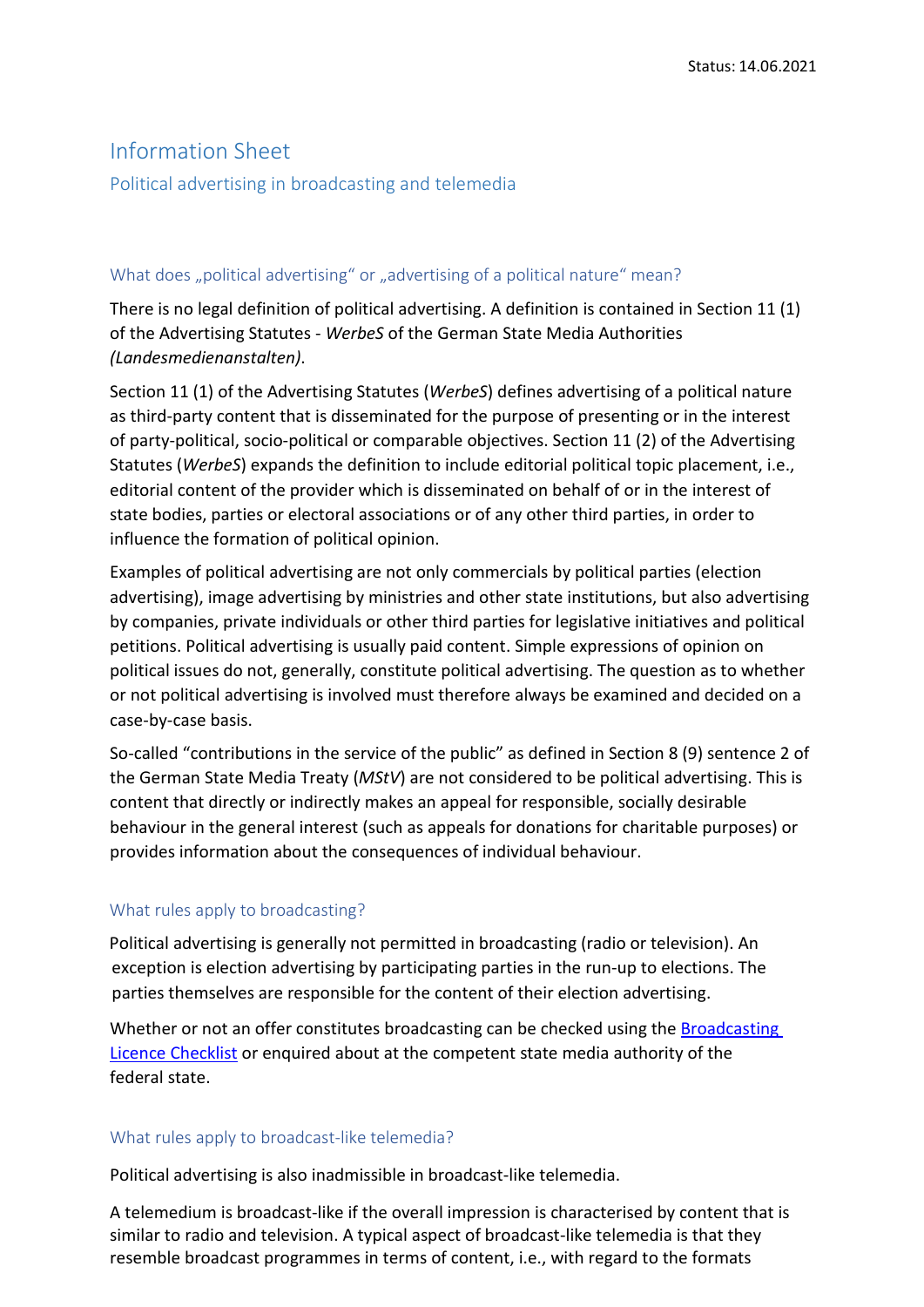Status: 14.06.2021

# Information Sheet

## Political advertising in broadcasting and telemedia

### What does „political advertising" or „advertising of a political nature" mean?

There is no legal definition of political advertising. A definition is contained in Section 11 (1) of the Advertising Statutes - *WerbeS* of the German State Media Authorities *(Landesmedienanstalten)*.

Section 11 (1) of the Advertising Statutes (*WerbeS*) defines advertising of a political nature as third-party content that is disseminated for the purpose of presenting or in the interest of party-political, socio-political or comparable objectives. Section 11 (2) of the Advertising Statutes (*WerbeS*) expands the definition to include editorial political topic placement, i.e., editorial content of the provider which is disseminated on behalf of or in the interest of state bodies, parties or electoral associations or of any other third parties, in order to influence the formation of political opinion.

Examples of political advertising are not only commercials by political parties (election advertising), image advertising by ministries and other state institutions, but also advertising by companies, private individuals or other third parties for legislative initiatives and political petitions. Political advertising is usually paid content. Simple expressions of opinion on political issues do not, generally, constitute political advertising. The question as to whether or not political advertising is involved must therefore always be examined and decided on a case-by-case basis.

So-called "contributions in the service of the public" as defined in Section 8 (9) sentence 2 of the German State Media Treaty (*MStV*) are not considered to be political advertising. This is content that directly or indirectly makes an appeal for responsible, socially desirable behaviour in the general interest (such as appeals for donations for charitable purposes) or provides information about the consequences of individual behaviour.

### What rules apply to broadcasting?

Political advertising is generally not permitted in broadcasting (radio or television). An exception is election advertising by participating parties in the run-up to elections. The parties themselves are responsible for the content of their election advertising.

Whether or not an offer constitutes broadcasting can be checked using the [Broadcasting Licence Checklist]() or enquired about at the competent state media authority of the federal state.

### What rules apply to broadcast-like telemedia?

Political advertising is also inadmissible in broadcast-like telemedia.

A telemedium is broadcast-like if the overall impression is characterised by content that is similar to radio and television. A typical aspect of broadcast-like telemedia is that they resemble broadcast programmes in terms of content, i.e., with regard to the formats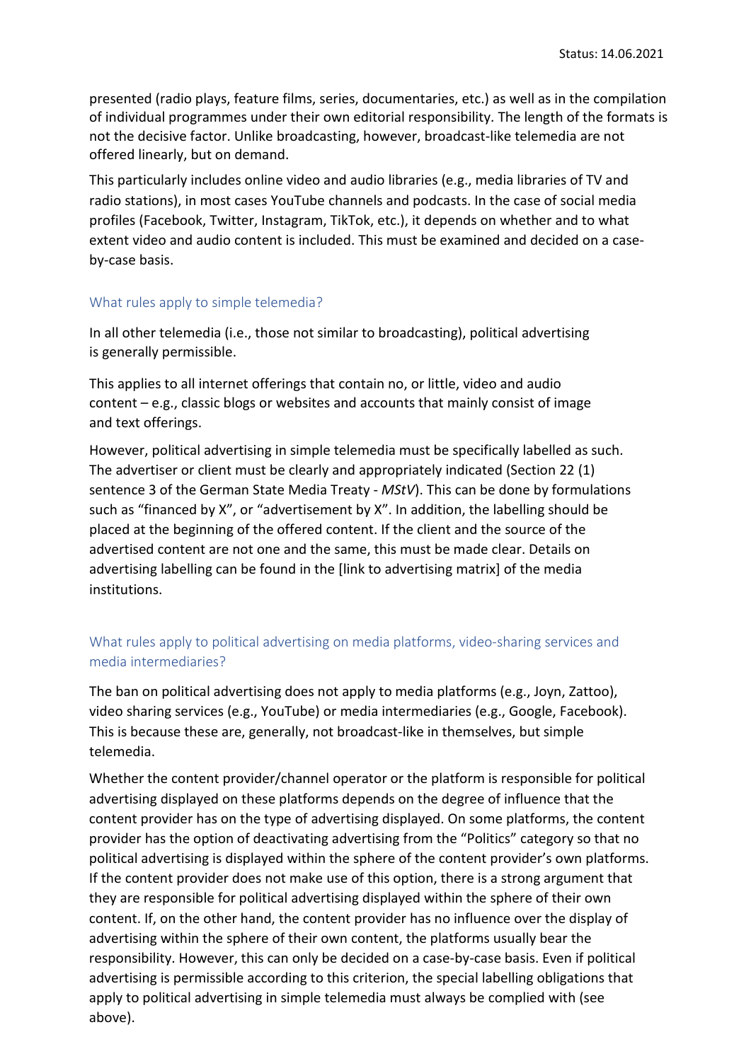presented (radio plays, feature films, series, documentaries, etc.) as well as in the compilation of individual programmes under their own editorial responsibility. The length of the formats is not the decisive factor. Unlike broadcasting, however, broadcast-like telemedia are not offered linearly, but on demand.

This particularly includes online video and audio libraries (e.g., media libraries of TV and radio stations), in most cases YouTube channels and podcasts. In the case of social media profiles (Facebook, Twitter, Instagram, TikTok, etc.), it depends on whether and to what extent video and audio content is included. This must be examined and decided on a case-by-case basis.

### What rules apply to simple telemedia?

In all other telemedia (i.e., those not similar to broadcasting), political advertising is generally permissible.

This applies to all internet offerings that contain no, or little, video and audio content – e.g., classic blogs or websites and accounts that mainly consist of image and text offerings.

However, political advertising in simple telemedia must be specifically labelled as such. The advertiser or client must be clearly and appropriately indicated (Section 22 (1) sentence 3 of the German State Media Treaty - *MStV*). This can be done by formulations such as "financed by X", or "advertisement by X". In addition, the labelling should be placed at the beginning of the offered content. If the client and the source of the advertised content are not one and the same, this must be made clear. Details on advertising labelling can be found in the [link to advertising matrix] of the media institutions.

### What rules apply to political advertising on media platforms, video-sharing services and media intermediaries?

The ban on political advertising does not apply to media platforms (e.g., Joyn, Zattoo), video sharing services (e.g., YouTube) or media intermediaries (e.g., Google, Facebook). This is because these are, generally, not broadcast-like in themselves, but simple telemedia.

Whether the content provider/channel operator or the platform is responsible for political advertising displayed on these platforms depends on the degree of influence that the content provider has on the type of advertising displayed. On some platforms, the content provider has the option of deactivating advertising from the "Politics" category so that no political advertising is displayed within the sphere of the content provider's own platforms. If the content provider does not make use of this option, there is a strong argument that they are responsible for political advertising displayed within the sphere of their own content. If, on the other hand, the content provider has no influence over the display of advertising within the sphere of their own content, the platforms usually bear the responsibility. However, this can only be decided on a case-by-case basis. Even if political advertising is permissible according to this criterion, the special labelling obligations that apply to political advertising in simple telemedia must always be complied with (see above).